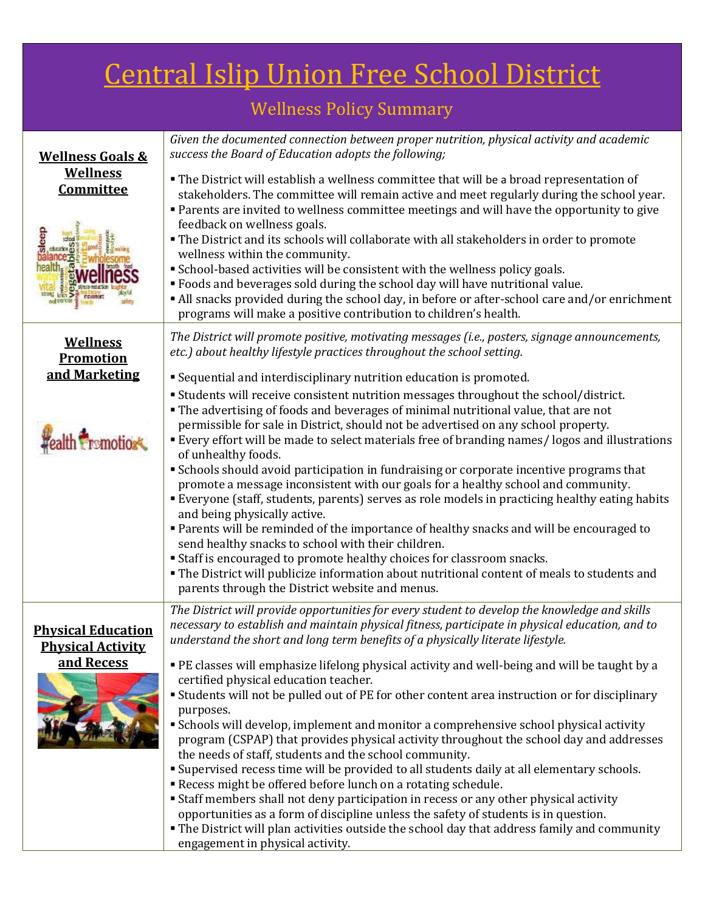# Central Islip Union Free School District

## Wellness Policy Summary

| | |
|---|---|
| **Wellness Goals & Wellness Committee** | *Given the documented connection between proper nutrition, physical activity and academic success the Board of Education adopts the following;*<br>▪ The District will establish a wellness committee that will be a broad representation of stakeholders. The committee will remain active and meet regularly during the school year.<br>▪ Parents are invited to wellness committee meetings and will have the opportunity to give feedback on wellness goals.<br>▪ The District and its schools will collaborate with all stakeholders in order to promote wellness within the community.<br>▪ School-based activities will be consistent with the wellness policy goals.<br>▪ Foods and beverages sold during the school day will have nutritional value.<br>▪ All snacks provided during the school day, in before or after-school care and/or enrichment programs will make a positive contribution to children's health. |
| **Wellness Promotion and Marketing** | *The District will promote positive, motivating messages (i.e., posters, signage announcements, etc.) about healthy lifestyle practices throughout the school setting.*<br>▪ Sequential and interdisciplinary nutrition education is promoted.<br>▪ Students will receive consistent nutrition messages throughout the school/district.<br>▪ The advertising of foods and beverages of minimal nutritional value, that are not permissible for sale in District, should not be advertised on any school property.<br>▪ Every effort will be made to select materials free of branding names/ logos and illustrations of unhealthy foods.<br>▪ Schools should avoid participation in fundraising or corporate incentive programs that promote a message inconsistent with our goals for a healthy school and community.<br>▪ Everyone (staff, students, parents) serves as role models in practicing healthy eating habits and being physically active.<br>▪ Parents will be reminded of the importance of healthy snacks and will be encouraged to send healthy snacks to school with their children.<br>▪ Staff is encouraged to promote healthy choices for classroom snacks.<br>▪ The District will publicize information about nutritional content of meals to students and parents through the District website and menus. |
| **Physical Education Physical Activity and Recess** | *The District will provide opportunities for every student to develop the knowledge and skills necessary to establish and maintain physical fitness, participate in physical education, and to understand the short and long term benefits of a physically literate lifestyle.*<br>▪ PE classes will emphasize lifelong physical activity and well-being and will be taught by a certified physical education teacher.<br>▪ Students will not be pulled out of PE for other content area instruction or for disciplinary purposes.<br>▪ Schools will develop, implement and monitor a comprehensive school physical activity program (CSPAP) that provides physical activity throughout the school day and addresses the needs of staff, students and the school community.<br>▪ Supervised recess time will be provided to all students daily at all elementary schools.<br>▪ Recess might be offered before lunch on a rotating schedule.<br>▪ Staff members shall not deny participation in recess or any other physical activity opportunities as a form of discipline unless the safety of students is in question.<br>▪ The District will plan activities outside the school day that address family and community engagement in physical activity. |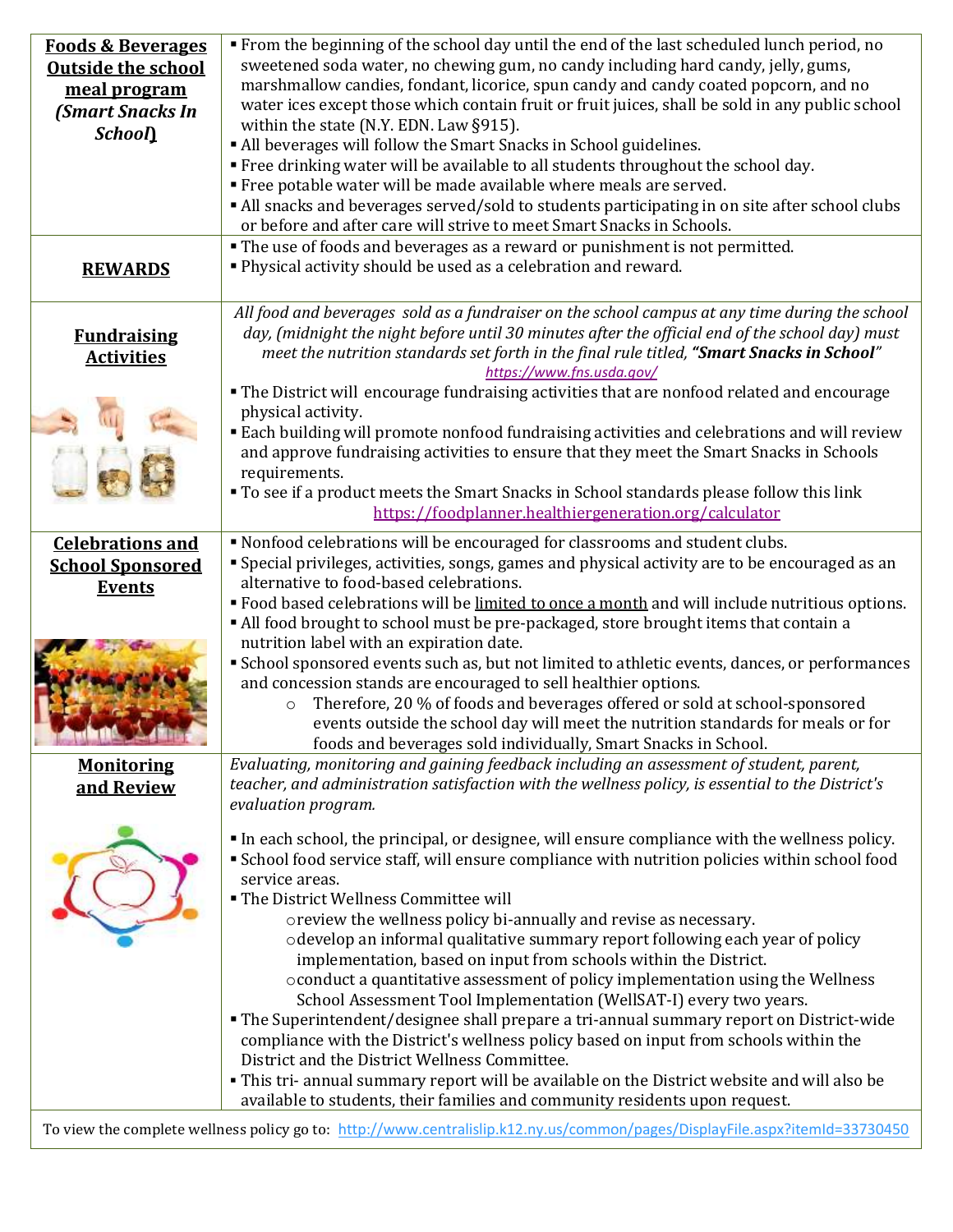| | |
|---|---|
| **Foods & Beverages Outside the school meal program** ***(Smart Snacks In School)*** | ▪ From the beginning of the school day until the end of the last scheduled lunch period, no sweetened soda water, no chewing gum, no candy including hard candy, jelly, gums, marshmallow candies, fondant, licorice, spun candy and candy coated popcorn, and no water ices except those which contain fruit or fruit juices, shall be sold in any public school within the state (N.Y. EDN. Law §915).<br>▪ All beverages will follow the Smart Snacks in School guidelines.<br>▪ Free drinking water will be available to all students throughout the school day.<br>▪ Free potable water will be made available where meals are served.<br>▪ All snacks and beverages served/sold to students participating in on site after school clubs or before and after care will strive to meet Smart Snacks in Schools. |
| **REWARDS** | ▪ The use of foods and beverages as a reward or punishment is not permitted.<br>▪ Physical activity should be used as a celebration and reward. |
| **Fundraising Activities** | *All food and beverages sold as a fundraiser on the school campus at any time during the school day, (midnight the night before until 30 minutes after the official end of the school day) must meet the nutrition standards set forth in the final rule titled,* ***"Smart Snacks in School"*** *https://www.fns.usda.gov/*<br>▪ The District will encourage fundraising activities that are nonfood related and encourage physical activity.<br>▪ Each building will promote nonfood fundraising activities and celebrations and will review and approve fundraising activities to ensure that they meet the Smart Snacks in Schools requirements.<br>▪ To see if a product meets the Smart Snacks in School standards please follow this link https://foodplanner.healthiergeneration.org/calculator |
| **Celebrations and School Sponsored Events** | ▪ Nonfood celebrations will be encouraged for classrooms and student clubs.<br>▪ Special privileges, activities, songs, games and physical activity are to be encouraged as an alternative to food-based celebrations.<br>▪ Food based celebrations will be limited to once a month and will include nutritious options.<br>▪ All food brought to school must be pre-packaged, store brought items that contain a nutrition label with an expiration date.<br>▪ School sponsored events such as, but not limited to athletic events, dances, or performances and concession stands are encouraged to sell healthier options.<br>○ Therefore, 20 % of foods and beverages offered or sold at school-sponsored events outside the school day will meet the nutrition standards for meals or for foods and beverages sold individually, Smart Snacks in School. |
| **Monitoring and Review** | *Evaluating, monitoring and gaining feedback including an assessment of student, parent, teacher, and administration satisfaction with the wellness policy, is essential to the District's evaluation program.*<br>▪ In each school, the principal, or designee, will ensure compliance with the wellness policy.<br>▪ School food service staff, will ensure compliance with nutrition policies within school food service areas.<br>▪ The District Wellness Committee will<br>○ review the wellness policy bi-annually and revise as necessary.<br>○ develop an informal qualitative summary report following each year of policy implementation, based on input from schools within the District.<br>○ conduct a quantitative assessment of policy implementation using the Wellness School Assessment Tool Implementation (WellSAT-I) every two years.<br>▪ The Superintendent/designee shall prepare a tri-annual summary report on District-wide compliance with the District's wellness policy based on input from schools within the District and the District Wellness Committee.<br>▪ This tri- annual summary report will be available on the District website and will also be available to students, their families and community residents upon request. |

To view the complete wellness policy go to: http://www.centralislip.k12.ny.us/common/pages/DisplayFile.aspx?itemId=33730450